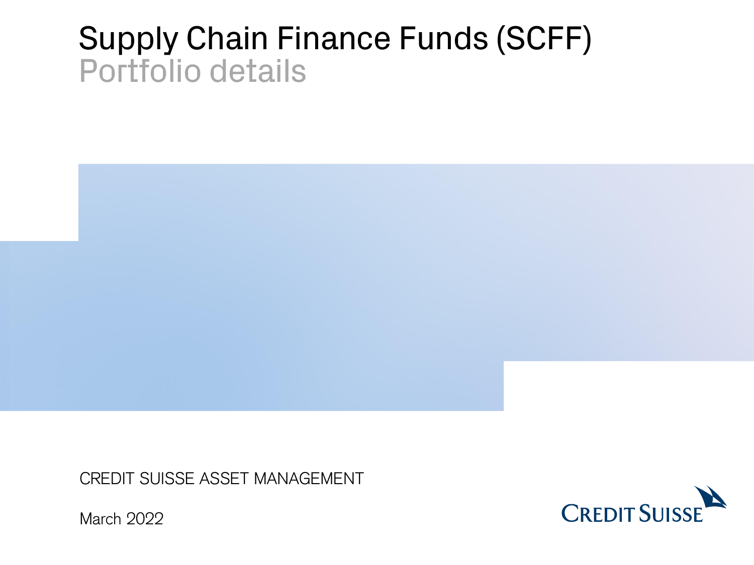# Supply Chain Finance Funds (SCFF)

## Portfolio details

CREDIT SUISSE ASSET MANAGEMENT

March 2022

CREDIT SUISSE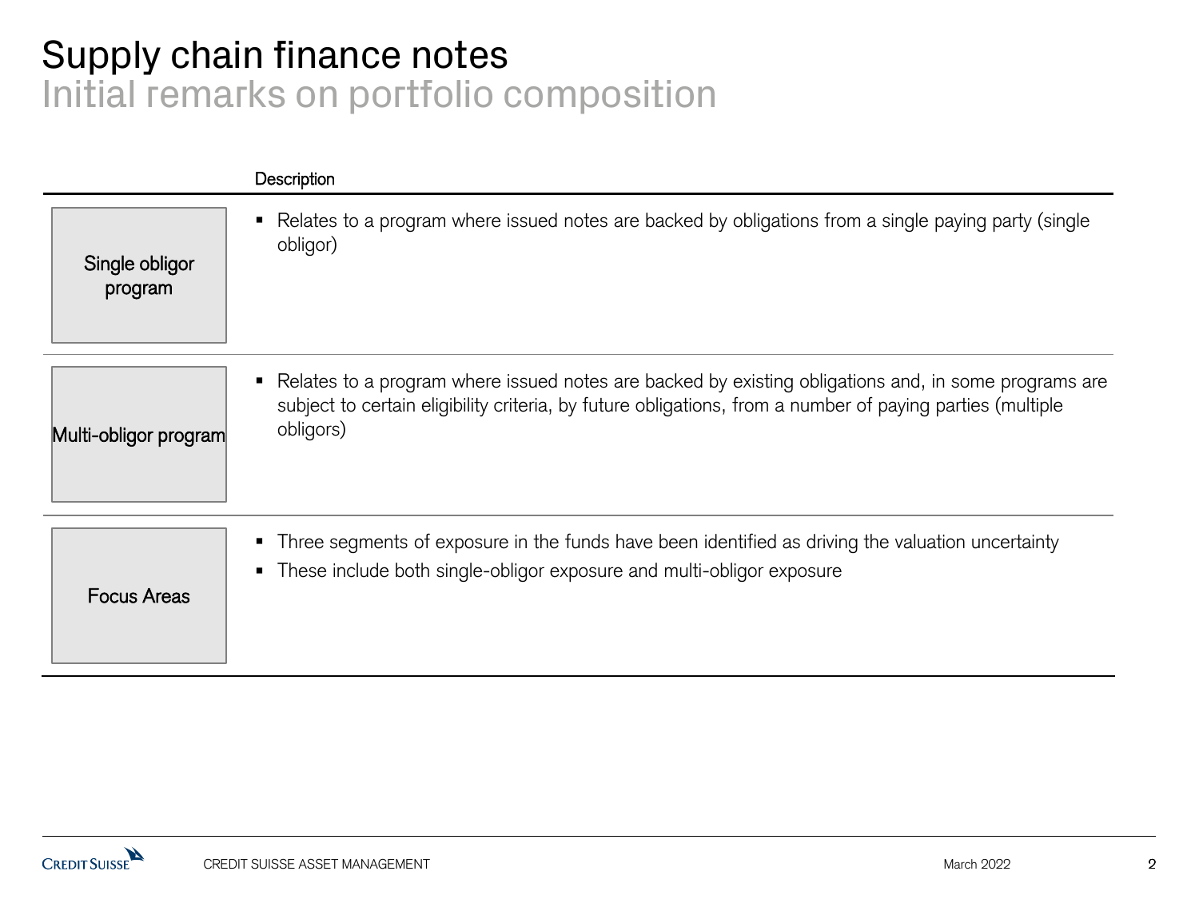# Supply chain finance notes

## Initial remarks on portfolio composition

| | Description |
|---|---|
| Single obligor program | ▪ Relates to a program where issued notes are backed by obligations from a single paying party (single obligor) |
| Multi-obligor program | ▪ Relates to a program where issued notes are backed by existing obligations and, in some programs are subject to certain eligibility criteria, by future obligations, from a number of paying parties (multiple obligors) |
| Focus Areas | ▪ Three segments of exposure in the funds have been identified as driving the valuation uncertainty<br>▪ These include both single-obligor exposure and multi-obligor exposure |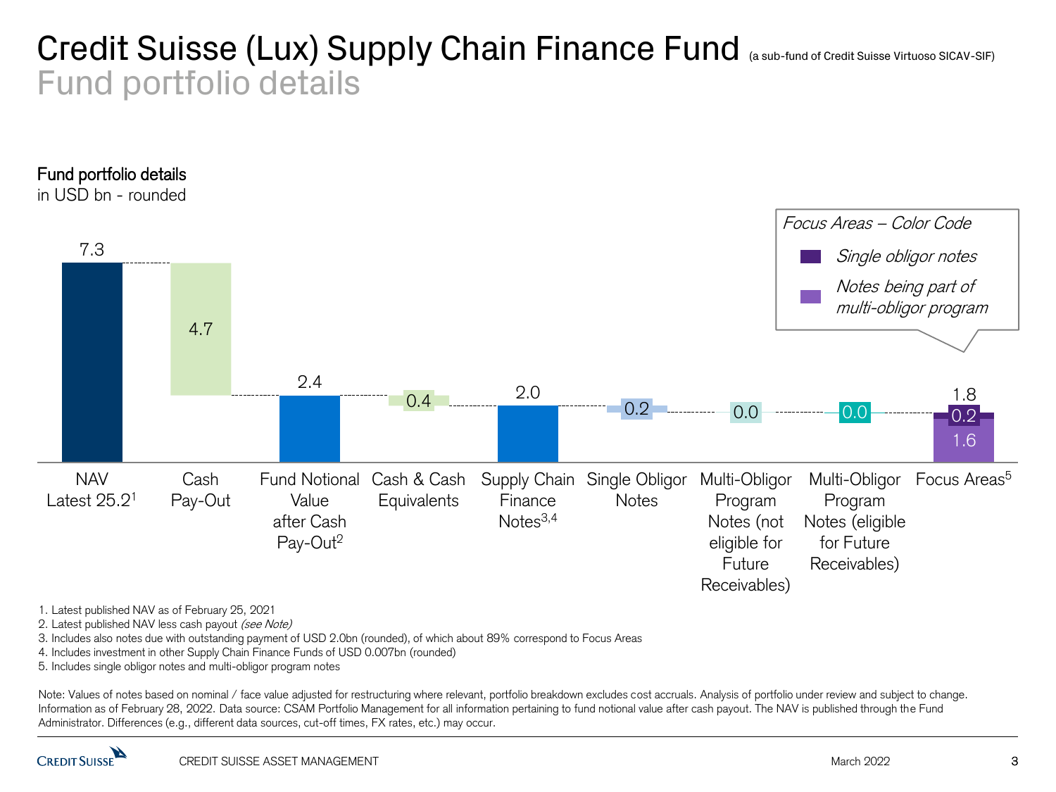# Credit Suisse (Lux) Supply Chain Finance Fund (a sub-fund of Credit Suisse Virtuoso SICAV-SIF)

## Fund portfolio details

**Fund portfolio details**
in USD bn - rounded

| Item | Value (USD bn) |
|---|---|
| NAV Latest 25.2[1] | 7.3 |
| Cash Pay-Out | 4.7 |
| Fund Notional Value after Cash Pay-Out[2] | 2.4 |
| Cash & Cash Equivalents | 0.4 |
| Supply Chain Finance Notes[3,4] | 2.0 |
| Single Obligor Notes | 0.2 |
| Multi-Obligor Program Notes (not eligible for Future Receivables) | 0.0 |
| Multi-Obligor Program Notes (eligible for Future Receivables) | 0.0 |
| Focus Areas[5] | 1.8 (0.2 single obligor notes; 1.6 notes being part of multi-obligor program) |

*Focus Areas – Color Code*
- *Single obligor notes*
- *Notes being part of multi-obligor program*

1. Latest published NAV as of February 25, 2021
2. Latest published NAV less cash payout *(see Note)*
3. Includes also notes due with outstanding payment of USD 2.0bn (rounded), of which about 89% correspond to Focus Areas
4. Includes investment in other Supply Chain Finance Funds of USD 0.007bn (rounded)
5. Includes single obligor notes and multi-obligor program notes

Note: Values of notes based on nominal / face value adjusted for restructuring where relevant, portfolio breakdown excludes cost accruals. Analysis of portfolio under review and subject to change. Information as of February 28, 2022. Data source: CSAM Portfolio Management for all information pertaining to fund notional value after cash payout. The NAV is published through the Fund Administrator. Differences (e.g., different data sources, cut-off times, FX rates, etc.) may occur.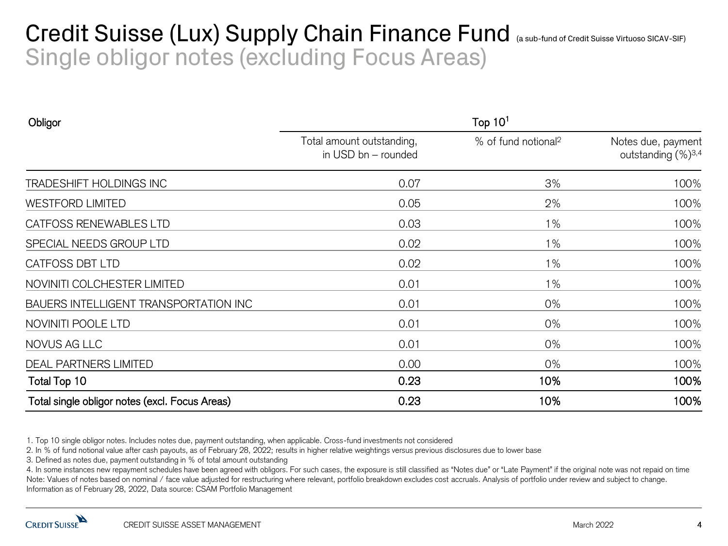# Credit Suisse (Lux) Supply Chain Finance Fund (a sub-fund of Credit Suisse Virtuoso SICAV-SIF)

## Single obligor notes (excluding Focus Areas)

| Obligor | Top 10[1] | | |
|---|---|---|---|
| | Total amount outstanding, in USD bn – rounded | % of fund notional[2] | Notes due, payment outstanding (%)[3,4] |
| TRADESHIFT HOLDINGS INC | 0.07 | 3% | 100% |
| WESTFORD LIMITED | 0.05 | 2% | 100% |
| CATFOSS RENEWABLES LTD | 0.03 | 1% | 100% |
| SPECIAL NEEDS GROUP LTD | 0.02 | 1% | 100% |
| CATFOSS DBT LTD | 0.02 | 1% | 100% |
| NOVINITI COLCHESTER LIMITED | 0.01 | 1% | 100% |
| BAUERS INTELLIGENT TRANSPORTATION INC | 0.01 | 0% | 100% |
| NOVINITI POOLE LTD | 0.01 | 0% | 100% |
| NOVUS AG LLC | 0.01 | 0% | 100% |
| DEAL PARTNERS LIMITED | 0.00 | 0% | 100% |
| **Total Top 10** | **0.23** | **10%** | **100%** |
| **Total single obligor notes (excl. Focus Areas)** | **0.23** | **10%** | **100%** |

1. Top 10 single obligor notes. Includes notes due, payment outstanding, when applicable. Cross-fund investments not considered
2. In % of fund notional value after cash payouts, as of February 28, 2022; results in higher relative weightings versus previous disclosures due to lower base
3. Defined as notes due, payment outstanding in % of total amount outstanding
4. In some instances new repayment schedules have been agreed with obligors. For such cases, the exposure is still classified as "Notes due" or "Late Payment" if the original note was not repaid on time

Note: Values of notes based on nominal / face value adjusted for restructuring where relevant, portfolio breakdown excludes cost accruals. Analysis of portfolio under review and subject to change.
Information as of February 28, 2022, Data source: CSAM Portfolio Management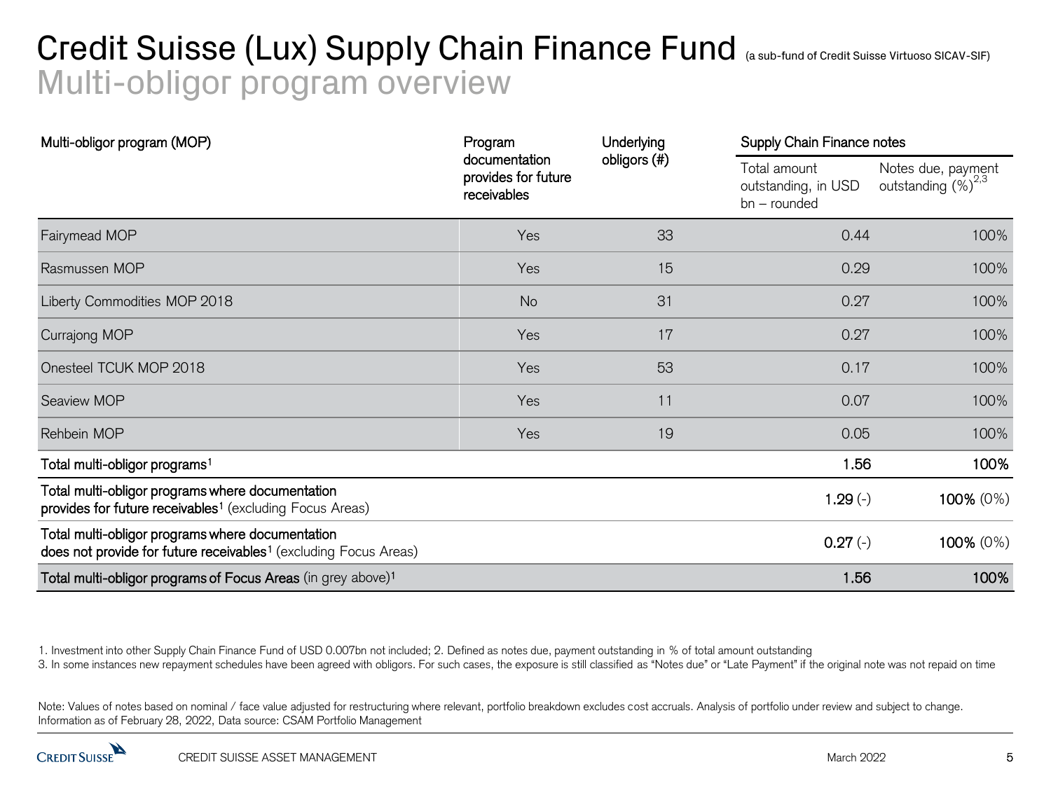# Credit Suisse (Lux) Supply Chain Finance Fund (a sub-fund of Credit Suisse Virtuoso SICAV-SIF)

## Multi-obligor program overview

| Multi-obligor program (MOP) | Program documentation provides for future receivables | Underlying obligors (#) | Supply Chain Finance notes | |
|---|---|---|---|---|
| | | | Total amount outstanding, in USD bn – rounded | Notes due, payment outstanding (%)[2,3] |
| Fairymead MOP | Yes | 33 | 0.44 | 100% |
| Rasmussen MOP | Yes | 15 | 0.29 | 100% |
| Liberty Commodities MOP 2018 | No | 31 | 0.27 | 100% |
| Currajong MOP | Yes | 17 | 0.27 | 100% |
| Onesteel TCUK MOP 2018 | Yes | 53 | 0.17 | 100% |
| Seaview MOP | Yes | 11 | 0.07 | 100% |
| Rehbein MOP | Yes | 19 | 0.05 | 100% |
| **Total multi-obligor programs**[1] | | | **1.56** | **100%** |
| **Total multi-obligor programs where documentation provides for future receivables**[1] (excluding Focus Areas) | | | **1.29** (-) | **100%** (0%) |
| **Total multi-obligor programs where documentation does not provide for future receivables**[1] (excluding Focus Areas) | | | **0.27** (-) | **100%** (0%) |
| **Total multi-obligor programs of Focus Areas** (in grey above)[1] | | | **1.56** | **100%** |

1. Investment into other Supply Chain Finance Fund of USD 0.007bn not included; 2. Defined as notes due, payment outstanding in % of total amount outstanding
3. In some instances new repayment schedules have been agreed with obligors. For such cases, the exposure is still classified as "Notes due" or "Late Payment" if the original note was not repaid on time

Note: Values of notes based on nominal / face value adjusted for restructuring where relevant, portfolio breakdown excludes cost accruals. Analysis of portfolio under review and subject to change. Information as of February 28, 2022, Data source: CSAM Portfolio Management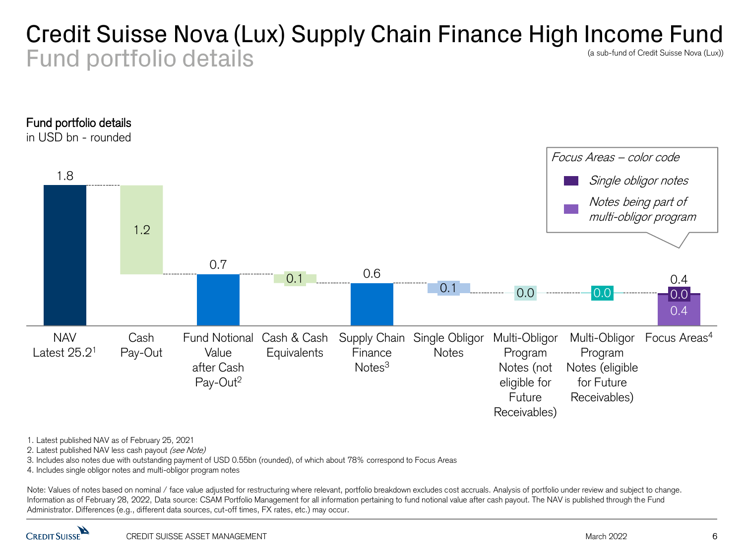# Credit Suisse Nova (Lux) Supply Chain Finance High Income Fund

## Fund portfolio details

(a sub-fund of Credit Suisse Nova (Lux))

**Fund portfolio details**
in USD bn - rounded

| Item | Value |
|---|---|
| NAV Latest 25.2[1] | 1.8 |
| Cash Pay-Out | 1.2 |
| Fund Notional Value after Cash Pay-Out[2] | 0.7 |
| Cash & Cash Equivalents | 0.1 |
| Supply Chain Finance Notes[3] | 0.6 |
| Single Obligor Notes | 0.1 |
| Multi-Obligor Program Notes (not eligible for Future Receivables) | 0.0 |
| Multi-Obligor Program Notes (eligible for Future Receivables) | 0.0 |
| Focus Areas[4] | 0.4 (Single obligor notes: 0.0; Notes being part of multi-obligor program: 0.4) |

*Focus Areas – color code*
- *Single obligor notes*
- *Notes being part of multi-obligor program*

1. Latest published NAV as of February 25, 2021
2. Latest published NAV less cash payout *(see Note)*
3. Includes also notes due with outstanding payment of USD 0.55bn (rounded), of which about 78% correspond to Focus Areas
4. Includes single obligor notes and multi-obligor program notes

Note: Values of notes based on nominal / face value adjusted for restructuring where relevant, portfolio breakdown excludes cost accruals. Analysis of portfolio under review and subject to change. Information as of February 28, 2022, Data source: CSAM Portfolio Management for all information pertaining to fund notional value after cash payout. The NAV is published through the Fund Administrator. Differences (e.g., different data sources, cut-off times, FX rates, etc.) may occur.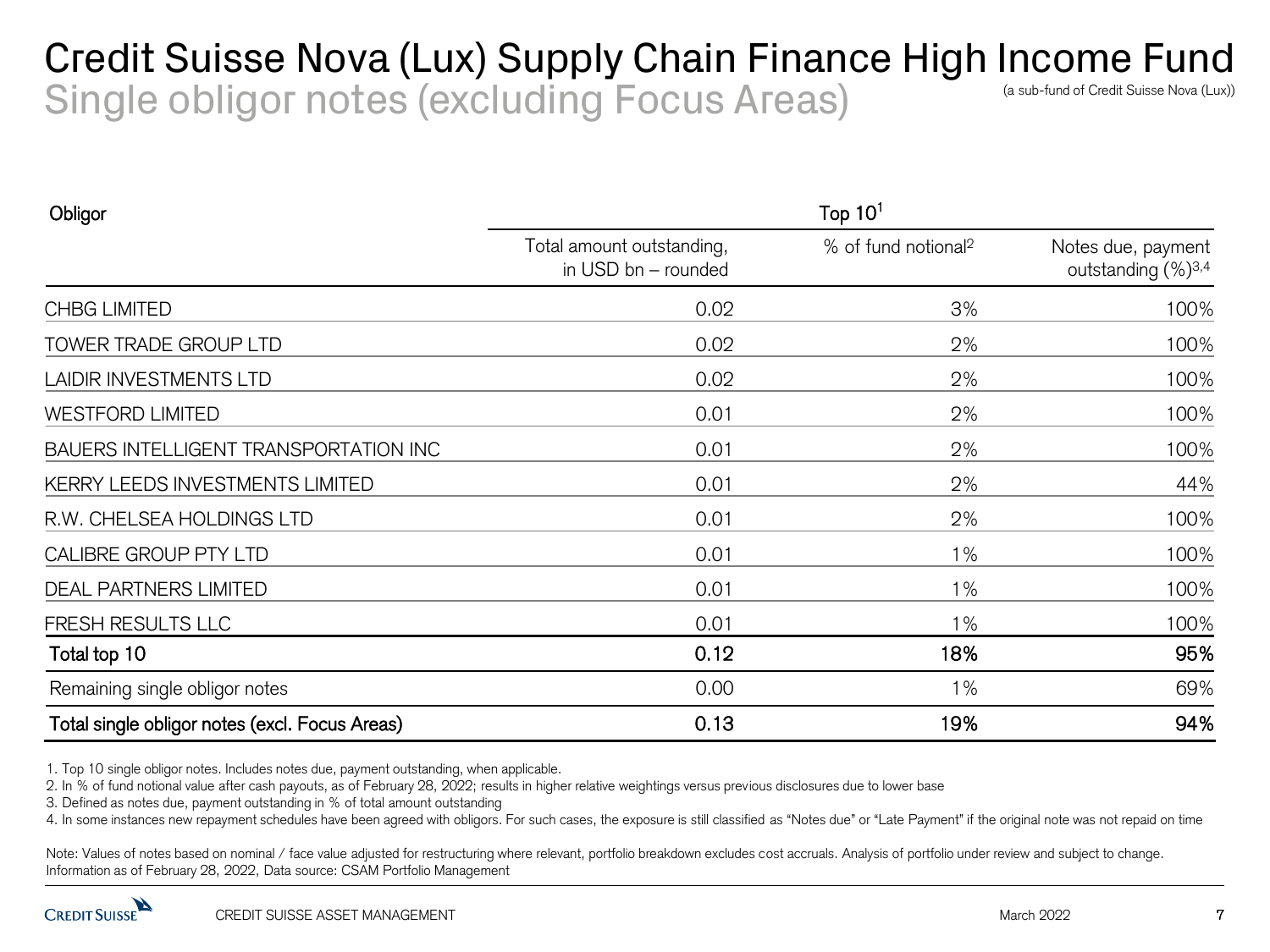# Credit Suisse Nova (Lux) Supply Chain Finance High Income Fund

## Single obligor notes (excluding Focus Areas)

(a sub-fund of Credit Suisse Nova (Lux))

| Obligor | Top 10[1] | | |
|---|---|---|---|
| | Total amount outstanding, in USD bn – rounded | % of fund notional[2] | Notes due, payment outstanding (%)[3,4] |
| CHBG LIMITED | 0.02 | 3% | 100% |
| TOWER TRADE GROUP LTD | 0.02 | 2% | 100% |
| LAIDIR INVESTMENTS LTD | 0.02 | 2% | 100% |
| WESTFORD LIMITED | 0.01 | 2% | 100% |
| BAUERS INTELLIGENT TRANSPORTATION INC | 0.01 | 2% | 100% |
| KERRY LEEDS INVESTMENTS LIMITED | 0.01 | 2% | 44% |
| R.W. CHELSEA HOLDINGS LTD | 0.01 | 2% | 100% |
| CALIBRE GROUP PTY LTD | 0.01 | 1% | 100% |
| DEAL PARTNERS LIMITED | 0.01 | 1% | 100% |
| FRESH RESULTS LLC | 0.01 | 1% | 100% |
| **Total top 10** | **0.12** | **18%** | **95%** |
| Remaining single obligor notes | 0.00 | 1% | 69% |
| **Total single obligor notes (excl. Focus Areas)** | **0.13** | **19%** | **94%** |

1. Top 10 single obligor notes. Includes notes due, payment outstanding, when applicable.
2. In % of fund notional value after cash payouts, as of February 28, 2022; results in higher relative weightings versus previous disclosures due to lower base
3. Defined as notes due, payment outstanding in % of total amount outstanding
4. In some instances new repayment schedules have been agreed with obligors. For such cases, the exposure is still classified as "Notes due" or "Late Payment" if the original note was not repaid on time

Note: Values of notes based on nominal / face value adjusted for restructuring where relevant, portfolio breakdown excludes cost accruals. Analysis of portfolio under review and subject to change. Information as of February 28, 2022, Data source: CSAM Portfolio Management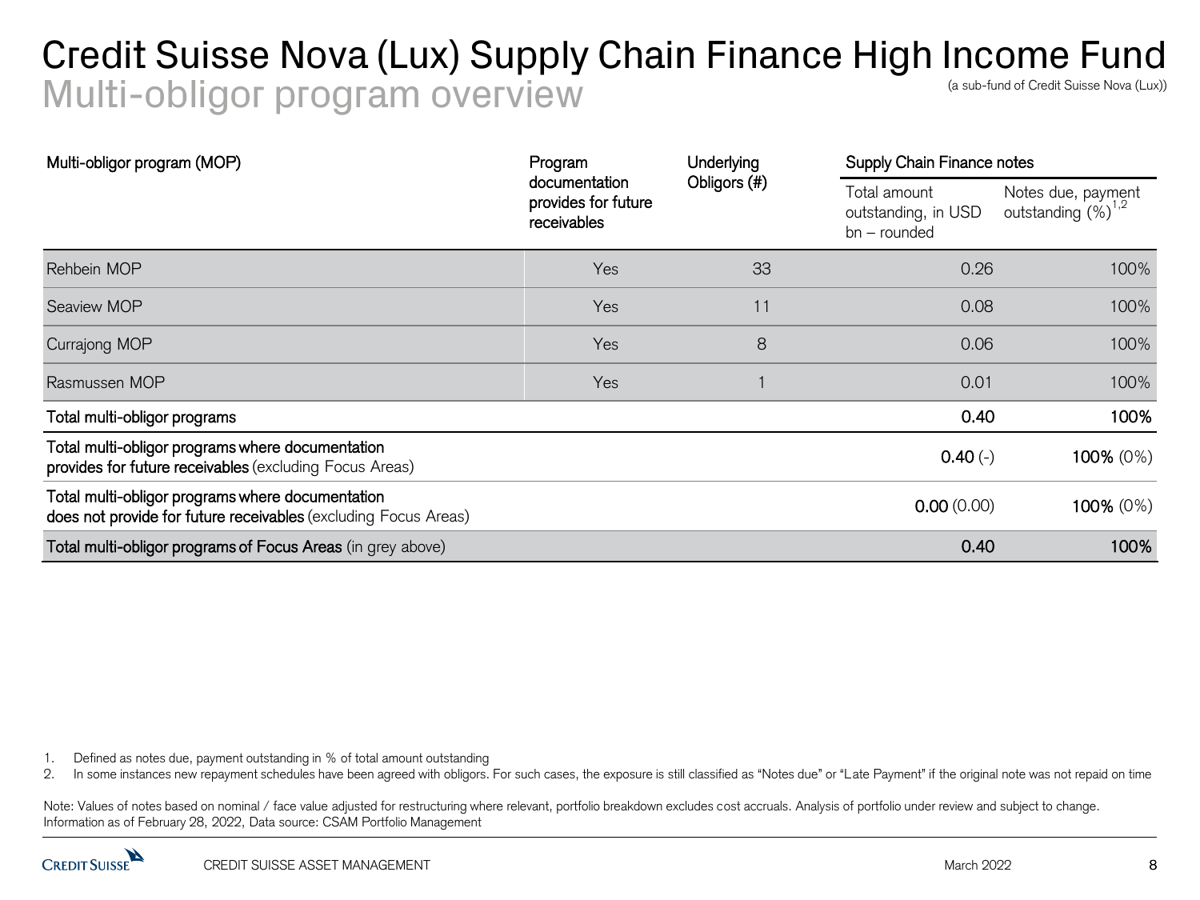# Credit Suisse Nova (Lux) Supply Chain Finance High Income Fund

## Multi-obligor program overview

(a sub-fund of Credit Suisse Nova (Lux))

| Multi-obligor program (MOP) | Program documentation provides for future receivables | Underlying Obligors (#) | Supply Chain Finance notes | |
|---|---|---|---|---|
| | | | Total amount outstanding, in USD bn – rounded | Notes due, payment outstanding (%)[1,2] |
| Rehbein MOP | Yes | 33 | 0.26 | 100% |
| Seaview MOP | Yes | 11 | 0.08 | 100% |
| Currajong MOP | Yes | 8 | 0.06 | 100% |
| Rasmussen MOP | Yes | 1 | 0.01 | 100% |
| **Total multi-obligor programs** | | | **0.40** | **100%** |
| **Total multi-obligor programs where documentation provides for future receivables** (excluding Focus Areas) | | | **0.40** (-) | **100%** (0%) |
| **Total multi-obligor programs where documentation does not provide for future receivables** (excluding Focus Areas) | | | **0.00** (0.00) | **100%** (0%) |
| **Total multi-obligor programs of Focus Areas** (in grey above) | | | **0.40** | **100%** |

1. Defined as notes due, payment outstanding in % of total amount outstanding
2. In some instances new repayment schedules have been agreed with obligors. For such cases, the exposure is still classified as "Notes due" or "Late Payment" if the original note was not repaid on time

Note: Values of notes based on nominal / face value adjusted for restructuring where relevant, portfolio breakdown excludes cost accruals. Analysis of portfolio under review and subject to change.
Information as of February 28, 2022, Data source: CSAM Portfolio Management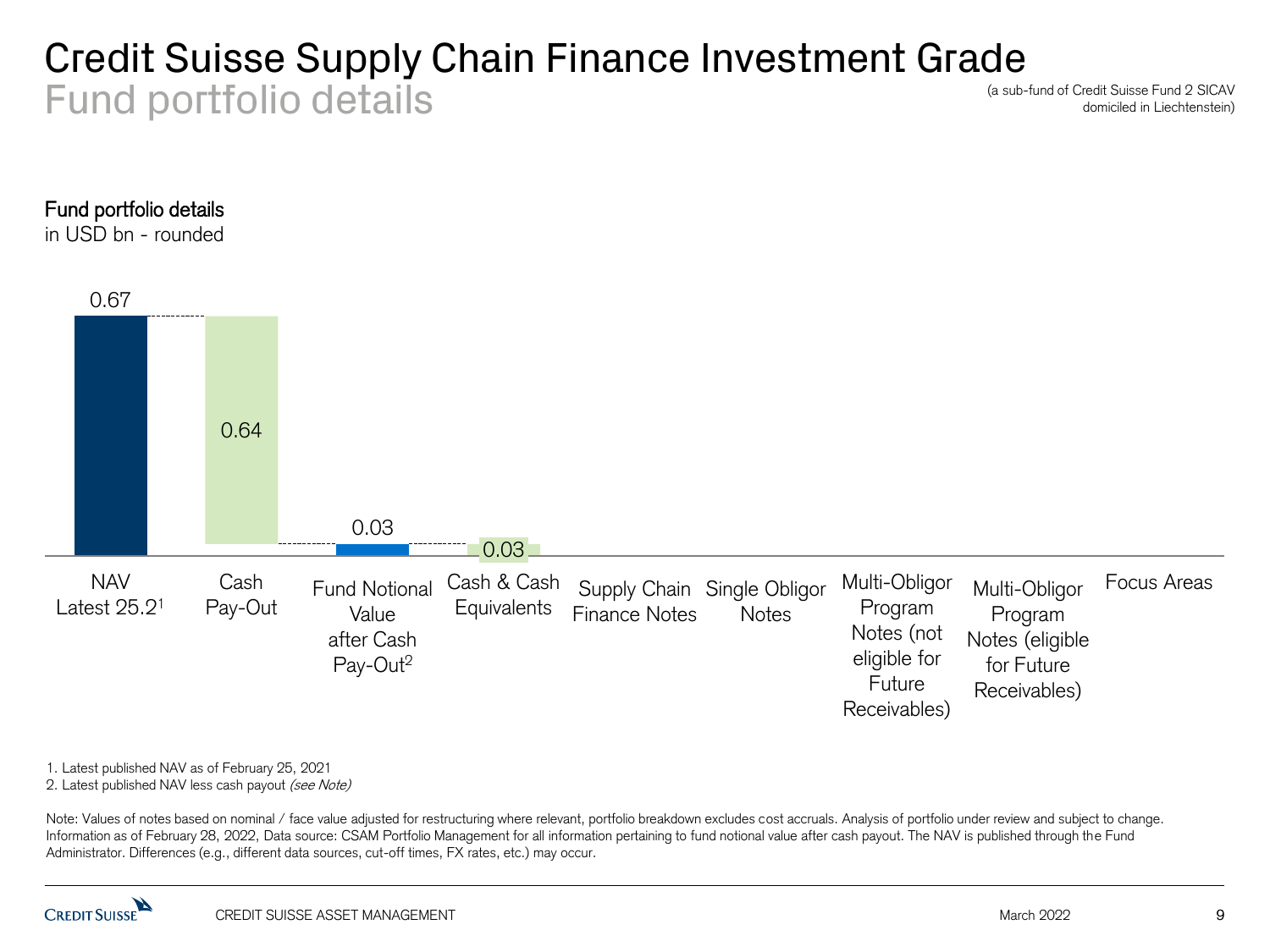# Credit Suisse Supply Chain Finance Investment Grade

## Fund portfolio details

(a sub-fund of Credit Suisse Fund 2 SICAV domiciled in Liechtenstein)

**Fund portfolio details**
in USD bn - rounded

| Category | Value |
|---|---|
| NAV Latest 25.2[1] | 0.67 |
| Cash Pay-Out | 0.64 |
| Fund Notional Value after Cash Pay-Out[2] | 0.03 |
| Cash & Cash Equivalents | 0.03 |
| Supply Chain Finance Notes | |
| Single Obligor Notes | |
| Multi-Obligor Program Notes (not eligible for Future Receivables) | |
| Multi-Obligor Program Notes (eligible for Future Receivables) | |
| Focus Areas | |

1. Latest published NAV as of February 25, 2021
2. Latest published NAV less cash payout *(see Note)*

Note: Values of notes based on nominal / face value adjusted for restructuring where relevant, portfolio breakdown excludes cost accruals. Analysis of portfolio under review and subject to change. Information as of February 28, 2022, Data source: CSAM Portfolio Management for all information pertaining to fund notional value after cash payout. The NAV is published through the Fund Administrator. Differences (e.g., different data sources, cut-off times, FX rates, etc.) may occur.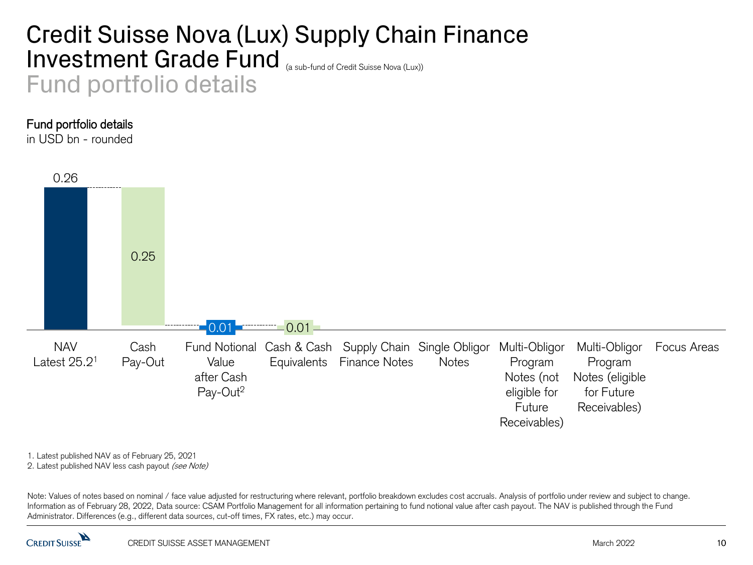# Credit Suisse Nova (Lux) Supply Chain Finance Investment Grade Fund (a sub-fund of Credit Suisse Nova (Lux))

## Fund portfolio details

**Fund portfolio details**
in USD bn - rounded

| NAV Latest 25.2[1] | Cash Pay-Out | Fund Notional Value after Cash Pay-Out[2] | Cash & Cash Equivalents | Supply Chain Finance Notes | Single Obligor Notes | Multi-Obligor Program Notes (not eligible for Future Receivables) | Multi-Obligor Program Notes (eligible for Future Receivables) | Focus Areas |
|---|---|---|---|---|---|---|---|---|
| 0.26 | 0.25 | 0.01 | 0.01 | | | | | |

1. Latest published NAV as of February 25, 2021
2. Latest published NAV less cash payout *(see Note)*

Note: Values of notes based on nominal / face value adjusted for restructuring where relevant, portfolio breakdown excludes cost accruals. Analysis of portfolio under review and subject to change. Information as of February 28, 2022, Data source: CSAM Portfolio Management for all information pertaining to fund notional value after cash payout. The NAV is published through the Fund Administrator. Differences (e.g., different data sources, cut-off times, FX rates, etc.) may occur.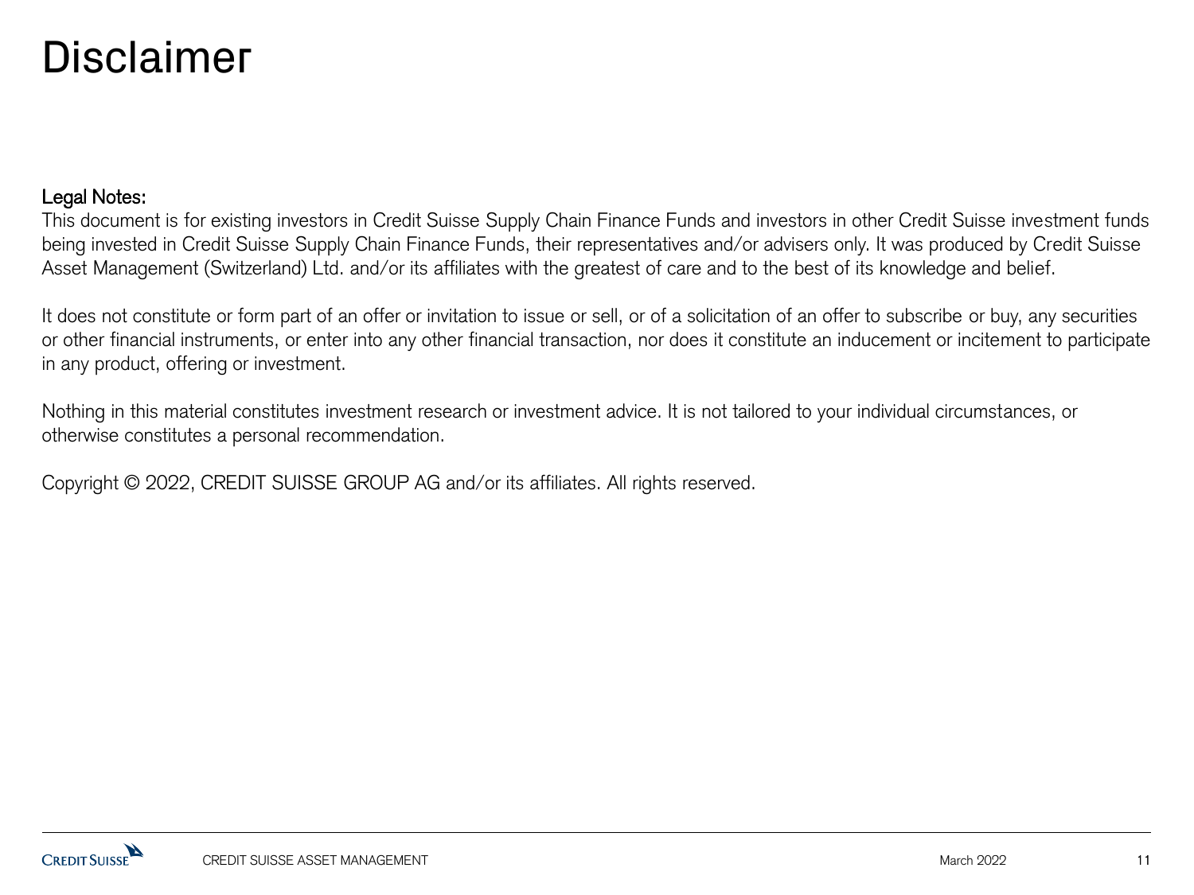# Disclaimer

Legal Notes:
This document is for existing investors in Credit Suisse Supply Chain Finance Funds and investors in other Credit Suisse investment funds being invested in Credit Suisse Supply Chain Finance Funds, their representatives and/or advisers only. It was produced by Credit Suisse Asset Management (Switzerland) Ltd. and/or its affiliates with the greatest of care and to the best of its knowledge and belief.

It does not constitute or form part of an offer or invitation to issue or sell, or of a solicitation of an offer to subscribe or buy, any securities or other financial instruments, or enter into any other financial transaction, nor does it constitute an inducement or incitement to participate in any product, offering or investment.

Nothing in this material constitutes investment research or investment advice. It is not tailored to your individual circumstances, or otherwise constitutes a personal recommendation.

Copyright © 2022, CREDIT SUISSE GROUP AG and/or its affiliates. All rights reserved.